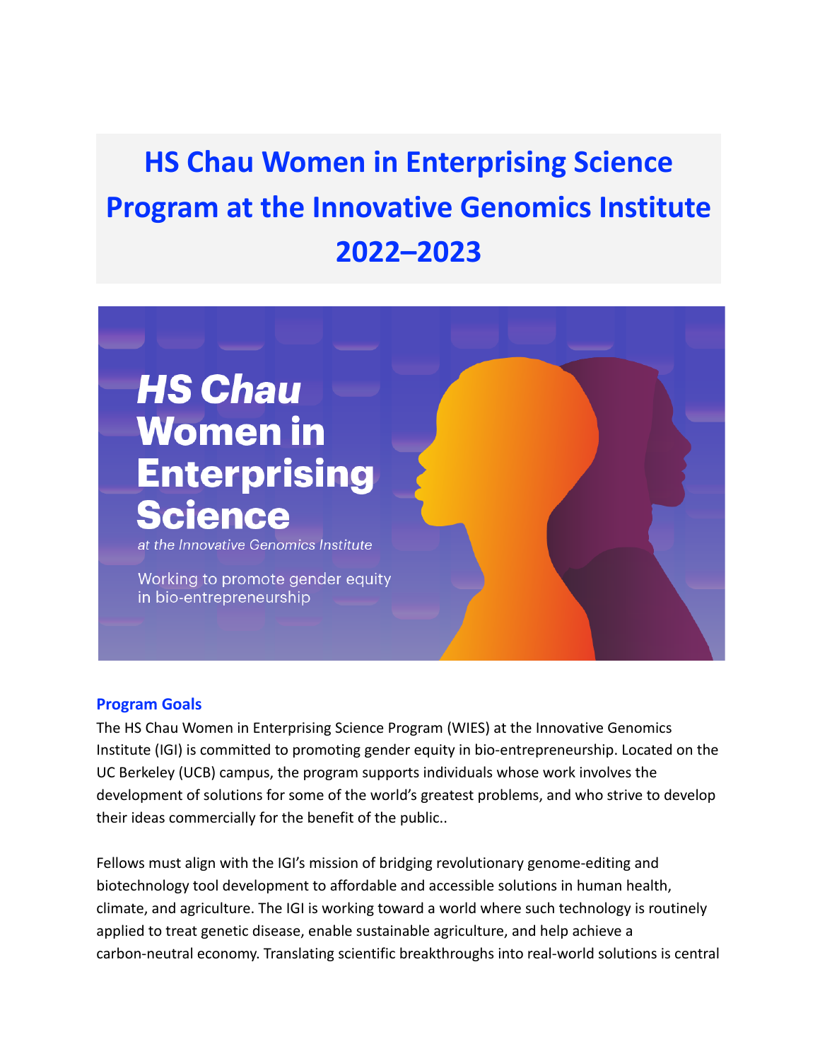# HS Chau Women in Enterprising Science Program at the Innovative Genomics Institute 2022–2023

HS Chau Women in Enterprising Science

at the Innovative Genomics Institute

Working to promote gender equity in bio-entrepreneurship

## Program Goals

The HS Chau Women in Enterprising Science Program (WIES) at the Innovative Genomics Institute (IGI) is committed to promoting gender equity in bio-entrepreneurship. Located on the UC Berkeley (UCB) campus, the program supports individuals whose work involves the development of solutions for some of the world's greatest problems, and who strive to develop their ideas commercially for the benefit of the public..

Fellows must align with the IGI's mission of bridging revolutionary genome-editing and biotechnology tool development to affordable and accessible solutions in human health, climate, and agriculture. The IGI is working toward a world where such technology is routinely applied to treat genetic disease, enable sustainable agriculture, and help achieve a carbon-neutral economy. Translating scientific breakthroughs into real-world solutions is central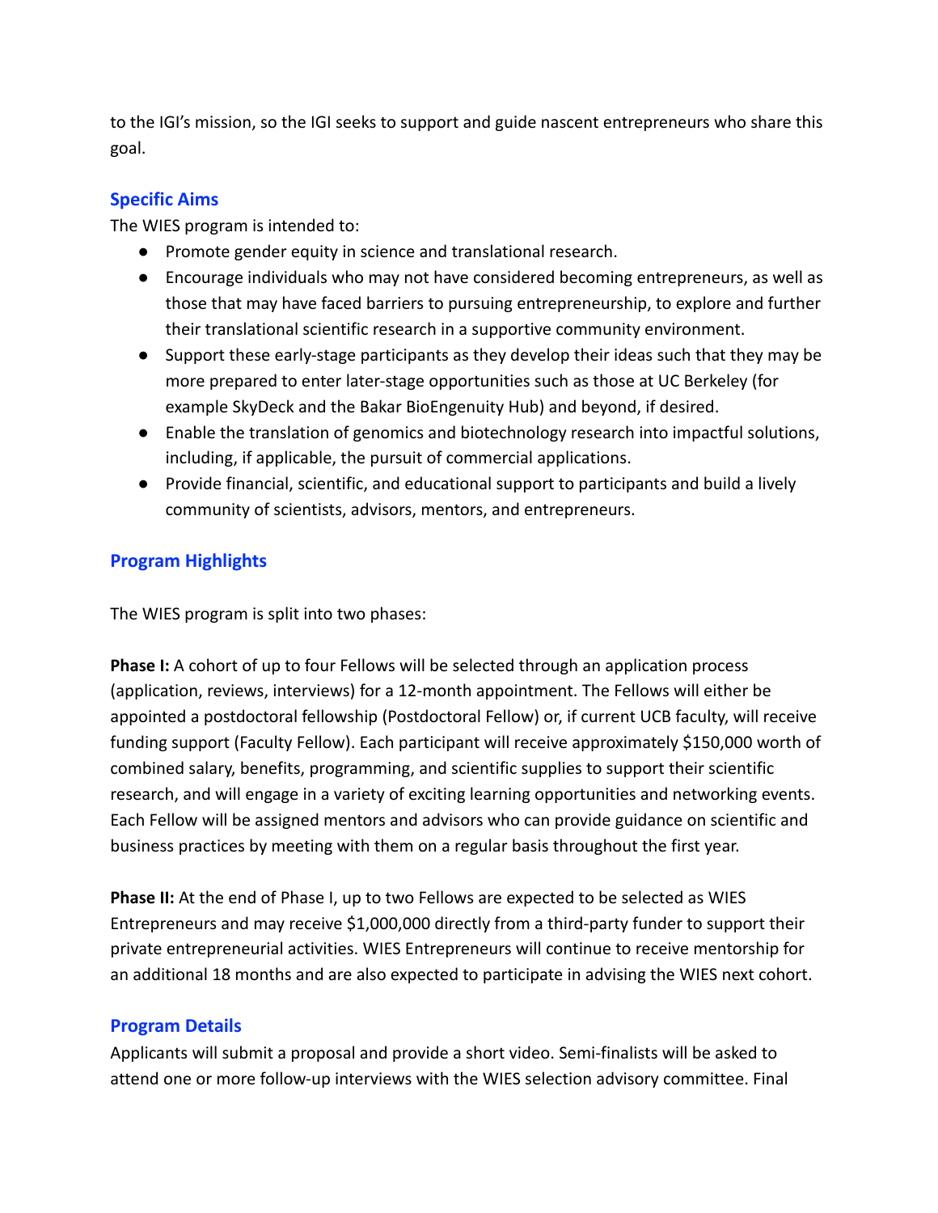to the IGI's mission, so the IGI seeks to support and guide nascent entrepreneurs who share this goal.

## Specific Aims

The WIES program is intended to:

- Promote gender equity in science and translational research.
- Encourage individuals who may not have considered becoming entrepreneurs, as well as those that may have faced barriers to pursuing entrepreneurship, to explore and further their translational scientific research in a supportive community environment.
- Support these early-stage participants as they develop their ideas such that they may be more prepared to enter later-stage opportunities such as those at UC Berkeley (for example SkyDeck and the Bakar BioEngenuity Hub) and beyond, if desired.
- Enable the translation of genomics and biotechnology research into impactful solutions, including, if applicable, the pursuit of commercial applications.
- Provide financial, scientific, and educational support to participants and build a lively community of scientists, advisors, mentors, and entrepreneurs.

## Program Highlights

The WIES program is split into two phases:

**Phase I:** A cohort of up to four Fellows will be selected through an application process (application, reviews, interviews) for a 12-month appointment. The Fellows will either be appointed a postdoctoral fellowship (Postdoctoral Fellow) or, if current UCB faculty, will receive funding support (Faculty Fellow). Each participant will receive approximately $150,000 worth of combined salary, benefits, programming, and scientific supplies to support their scientific research, and will engage in a variety of exciting learning opportunities and networking events. Each Fellow will be assigned mentors and advisors who can provide guidance on scientific and business practices by meeting with them on a regular basis throughout the first year.

**Phase II:** At the end of Phase I, up to two Fellows are expected to be selected as WIES Entrepreneurs and may receive $1,000,000 directly from a third-party funder to support their private entrepreneurial activities. WIES Entrepreneurs will continue to receive mentorship for an additional 18 months and are also expected to participate in advising the WIES next cohort.

## Program Details

Applicants will submit a proposal and provide a short video. Semi-finalists will be asked to attend one or more follow-up interviews with the WIES selection advisory committee. Final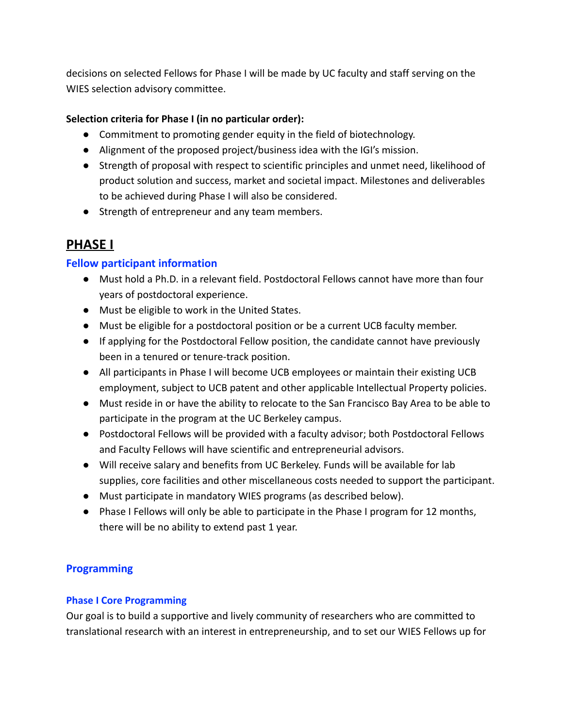decisions on selected Fellows for Phase I will be made by UC faculty and staff serving on the WIES selection advisory committee.

**Selection criteria for Phase I (in no particular order):**

- Commitment to promoting gender equity in the field of biotechnology.
- Alignment of the proposed project/business idea with the IGI's mission.
- Strength of proposal with respect to scientific principles and unmet need, likelihood of product solution and success, market and societal impact. Milestones and deliverables to be achieved during Phase I will also be considered.
- Strength of entrepreneur and any team members.

# PHASE I

## Fellow participant information

- Must hold a Ph.D. in a relevant field. Postdoctoral Fellows cannot have more than four years of postdoctoral experience.
- Must be eligible to work in the United States.
- Must be eligible for a postdoctoral position or be a current UCB faculty member.
- If applying for the Postdoctoral Fellow position, the candidate cannot have previously been in a tenured or tenure-track position.
- All participants in Phase I will become UCB employees or maintain their existing UCB employment, subject to UCB patent and other applicable Intellectual Property policies.
- Must reside in or have the ability to relocate to the San Francisco Bay Area to be able to participate in the program at the UC Berkeley campus.
- Postdoctoral Fellows will be provided with a faculty advisor; both Postdoctoral Fellows and Faculty Fellows will have scientific and entrepreneurial advisors.
- Will receive salary and benefits from UC Berkeley. Funds will be available for lab supplies, core facilities and other miscellaneous costs needed to support the participant.
- Must participate in mandatory WIES programs (as described below).
- Phase I Fellows will only be able to participate in the Phase I program for 12 months, there will be no ability to extend past 1 year.

## Programming

### Phase I Core Programming

Our goal is to build a supportive and lively community of researchers who are committed to translational research with an interest in entrepreneurship, and to set our WIES Fellows up for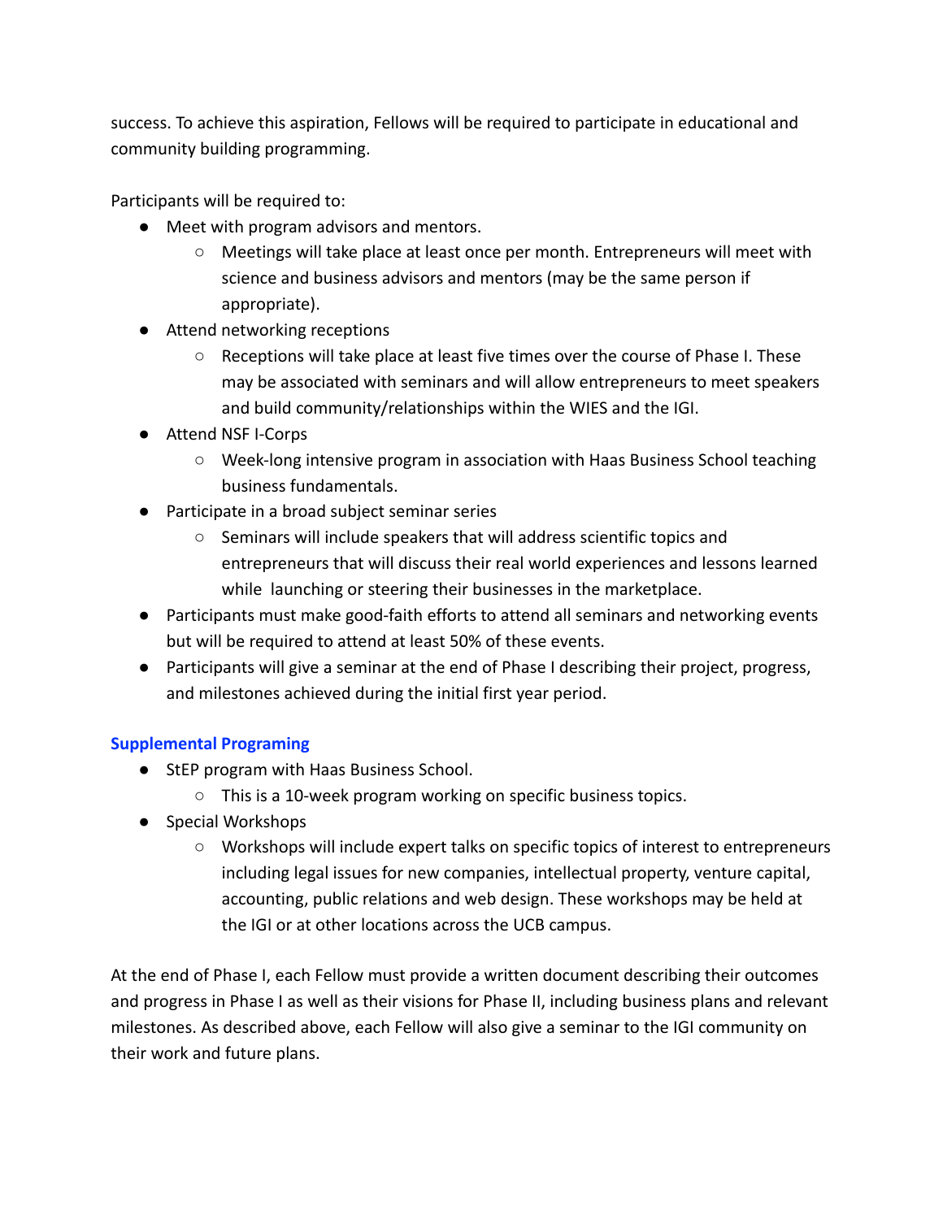success. To achieve this aspiration, Fellows will be required to participate in educational and community building programming.

Participants will be required to:

- Meet with program advisors and mentors.
  - Meetings will take place at least once per month. Entrepreneurs will meet with science and business advisors and mentors (may be the same person if appropriate).
- Attend networking receptions
  - Receptions will take place at least five times over the course of Phase I. These may be associated with seminars and will allow entrepreneurs to meet speakers and build community/relationships within the WIES and the IGI.
- Attend NSF I-Corps
  - Week-long intensive program in association with Haas Business School teaching business fundamentals.
- Participate in a broad subject seminar series
  - Seminars will include speakers that will address scientific topics and entrepreneurs that will discuss their real world experiences and lessons learned while launching or steering their businesses in the marketplace.
- Participants must make good-faith efforts to attend all seminars and networking events but will be required to attend at least 50% of these events.
- Participants will give a seminar at the end of Phase I describing their project, progress, and milestones achieved during the initial first year period.

### Supplemental Programing

- StEP program with Haas Business School.
  - This is a 10-week program working on specific business topics.
- Special Workshops
  - Workshops will include expert talks on specific topics of interest to entrepreneurs including legal issues for new companies, intellectual property, venture capital, accounting, public relations and web design. These workshops may be held at the IGI or at other locations across the UCB campus.

At the end of Phase I, each Fellow must provide a written document describing their outcomes and progress in Phase I as well as their visions for Phase II, including business plans and relevant milestones. As described above, each Fellow will also give a seminar to the IGI community on their work and future plans.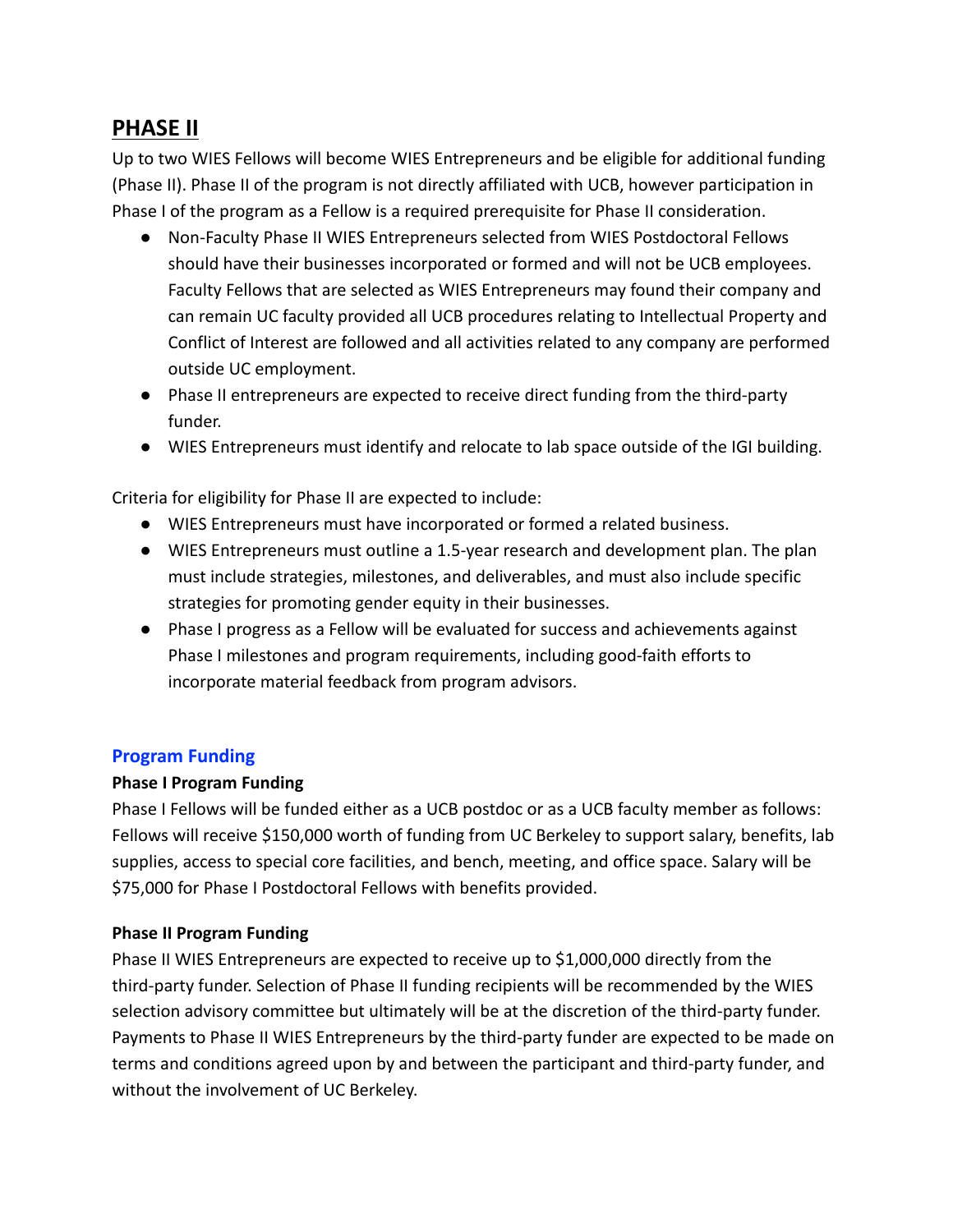## PHASE II

Up to two WIES Fellows will become WIES Entrepreneurs and be eligible for additional funding (Phase II). Phase II of the program is not directly affiliated with UCB, however participation in Phase I of the program as a Fellow is a required prerequisite for Phase II consideration.

- Non-Faculty Phase II WIES Entrepreneurs selected from WIES Postdoctoral Fellows should have their businesses incorporated or formed and will not be UCB employees. Faculty Fellows that are selected as WIES Entrepreneurs may found their company and can remain UC faculty provided all UCB procedures relating to Intellectual Property and Conflict of Interest are followed and all activities related to any company are performed outside UC employment.
- Phase II entrepreneurs are expected to receive direct funding from the third-party funder.
- WIES Entrepreneurs must identify and relocate to lab space outside of the IGI building.

Criteria for eligibility for Phase II are expected to include:

- WIES Entrepreneurs must have incorporated or formed a related business.
- WIES Entrepreneurs must outline a 1.5-year research and development plan. The plan must include strategies, milestones, and deliverables, and must also include specific strategies for promoting gender equity in their businesses.
- Phase I progress as a Fellow will be evaluated for success and achievements against Phase I milestones and program requirements, including good-faith efforts to incorporate material feedback from program advisors.

### Program Funding

**Phase I Program Funding**

Phase I Fellows will be funded either as a UCB postdoc or as a UCB faculty member as follows: Fellows will receive $150,000 worth of funding from UC Berkeley to support salary, benefits, lab supplies, access to special core facilities, and bench, meeting, and office space. Salary will be $75,000 for Phase I Postdoctoral Fellows with benefits provided.

**Phase II Program Funding**

Phase II WIES Entrepreneurs are expected to receive up to $1,000,000 directly from the third-party funder. Selection of Phase II funding recipients will be recommended by the WIES selection advisory committee but ultimately will be at the discretion of the third-party funder. Payments to Phase II WIES Entrepreneurs by the third-party funder are expected to be made on terms and conditions agreed upon by and between the participant and third-party funder, and without the involvement of UC Berkeley.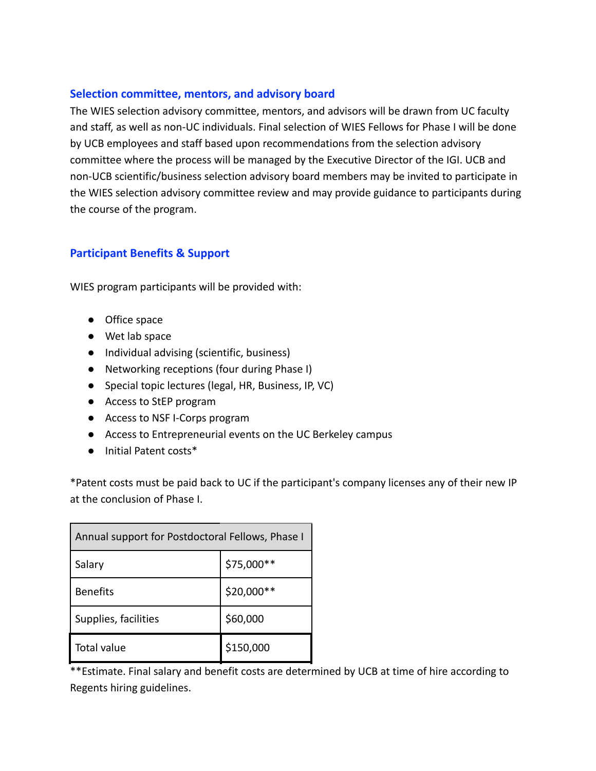## Selection committee, mentors, and advisory board

The WIES selection advisory committee, mentors, and advisors will be drawn from UC faculty and staff, as well as non-UC individuals. Final selection of WIES Fellows for Phase I will be done by UCB employees and staff based upon recommendations from the selection advisory committee where the process will be managed by the Executive Director of the IGI. UCB and non-UCB scientific/business selection advisory board members may be invited to participate in the WIES selection advisory committee review and may provide guidance to participants during the course of the program.

## Participant Benefits & Support

WIES program participants will be provided with:

- Office space
- Wet lab space
- Individual advising (scientific, business)
- Networking receptions (four during Phase I)
- Special topic lectures (legal, HR, Business, IP, VC)
- Access to StEP program
- Access to NSF I-Corps program
- Access to Entrepreneurial events on the UC Berkeley campus
- Initial Patent costs*

*Patent costs must be paid back to UC if the participant's company licenses any of their new IP at the conclusion of Phase I.

| Annual support for Postdoctoral Fellows, Phase I | |
|---|---|
| Salary | $75,000** |
| Benefits | $20,000** |
| Supplies, facilities | $60,000 |
| Total value | $150,000 |

**Estimate. Final salary and benefit costs are determined by UCB at time of hire according to Regents hiring guidelines.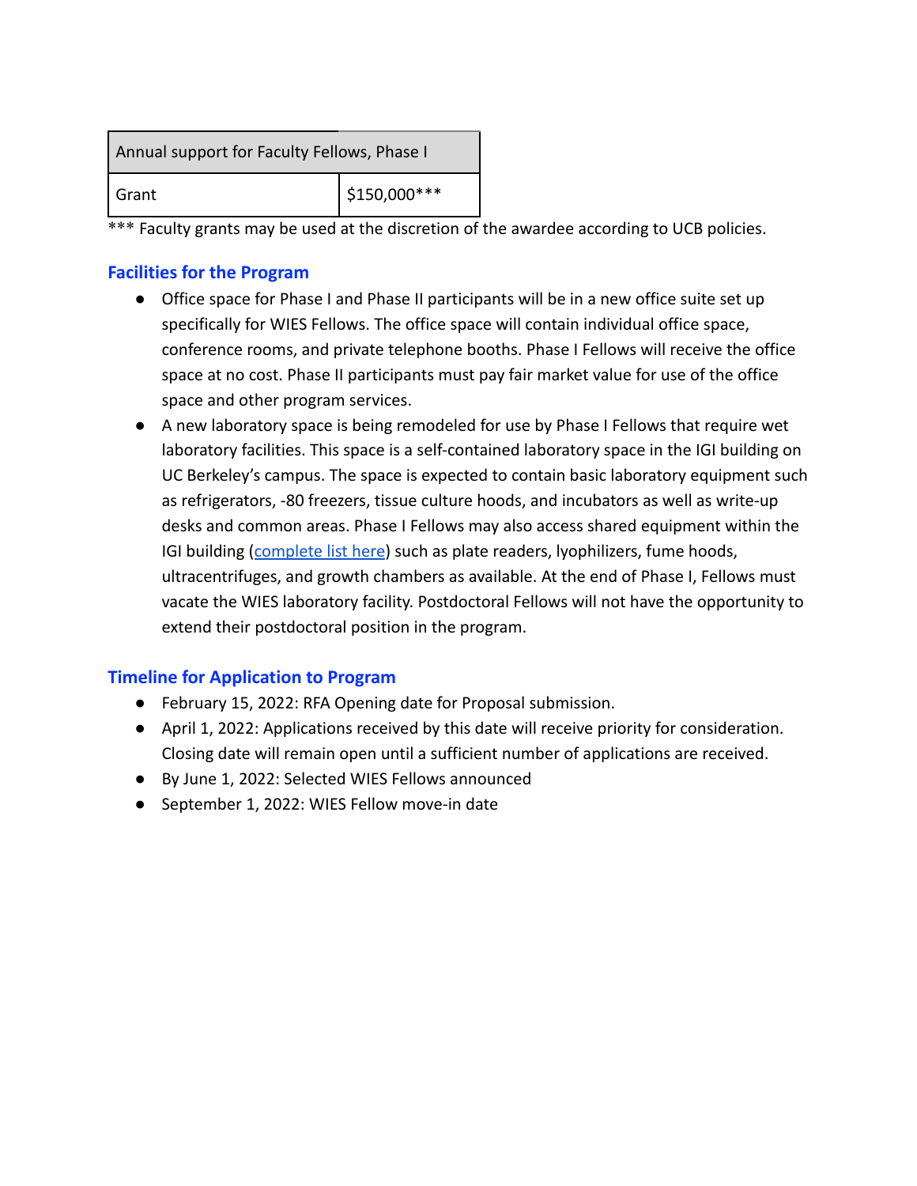| Annual support for Faculty Fellows, Phase I | |
|---|---|
| Grant | $150,000*** |

*** Faculty grants may be used at the discretion of the awardee according to UCB policies.

## Facilities for the Program

- Office space for Phase I and Phase II participants will be in a new office suite set up specifically for WIES Fellows. The office space will contain individual office space, conference rooms, and private telephone booths. Phase I Fellows will receive the office space at no cost. Phase II participants must pay fair market value for use of the office space and other program services.
- A new laboratory space is being remodeled for use by Phase I Fellows that require wet laboratory facilities. This space is a self-contained laboratory space in the IGI building on UC Berkeley's campus. The space is expected to contain basic laboratory equipment such as refrigerators, -80 freezers, tissue culture hoods, and incubators as well as write-up desks and common areas. Phase I Fellows may also access shared equipment within the IGI building (complete list here) such as plate readers, lyophilizers, fume hoods, ultracentrifuges, and growth chambers as available. At the end of Phase I, Fellows must vacate the WIES laboratory facility. Postdoctoral Fellows will not have the opportunity to extend their postdoctoral position in the program.

## Timeline for Application to Program

- February 15, 2022: RFA Opening date for Proposal submission.
- April 1, 2022: Applications received by this date will receive priority for consideration. Closing date will remain open until a sufficient number of applications are received.
- By June 1, 2022: Selected WIES Fellows announced
- September 1, 2022: WIES Fellow move-in date